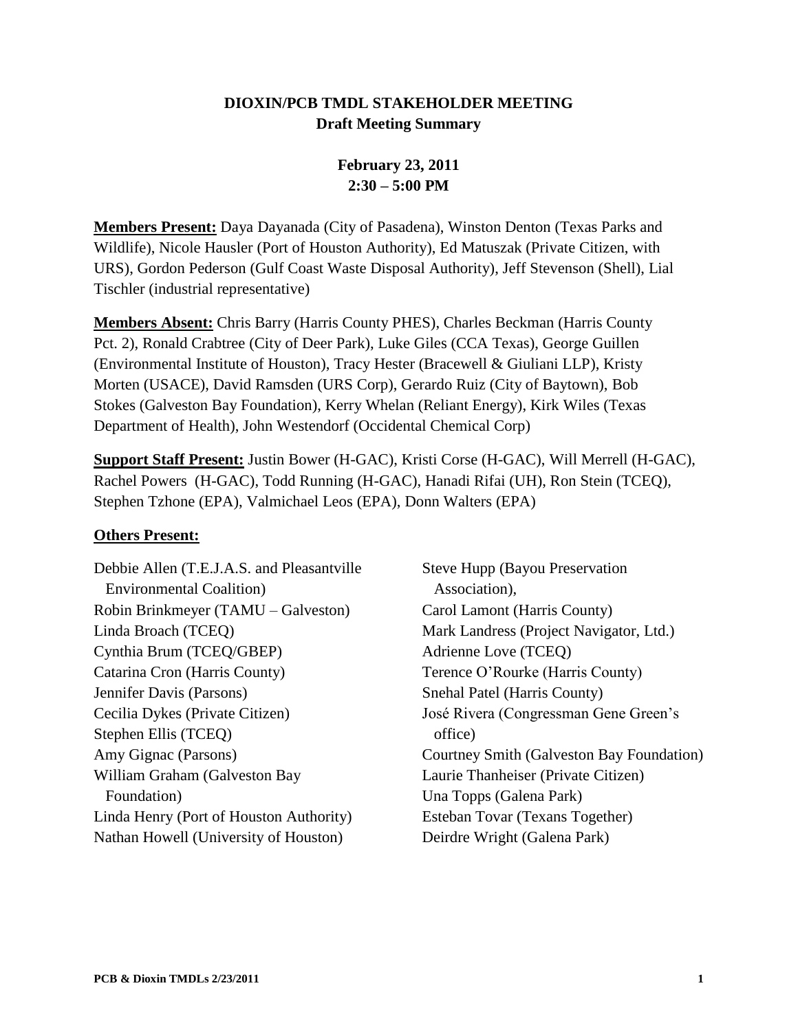# DIOXIN/PCB TMDL STAKEHOLDER MEETING
## Draft Meeting Summary

**February 23, 2011**
**2:30 – 5:00 PM**

**Members Present:** Daya Dayanada (City of Pasadena), Winston Denton (Texas Parks and Wildlife), Nicole Hausler (Port of Houston Authority), Ed Matuszak (Private Citizen, with URS), Gordon Pederson (Gulf Coast Waste Disposal Authority), Jeff Stevenson (Shell), Lial Tischler (industrial representative)

**Members Absent:** Chris Barry (Harris County PHES), Charles Beckman (Harris County Pct. 2), Ronald Crabtree (City of Deer Park), Luke Giles (CCA Texas), George Guillen (Environmental Institute of Houston), Tracy Hester (Bracewell & Giuliani LLP), Kristy Morten (USACE), David Ramsden (URS Corp), Gerardo Ruiz (City of Baytown), Bob Stokes (Galveston Bay Foundation), Kerry Whelan (Reliant Energy), Kirk Wiles (Texas Department of Health), John Westendorf (Occidental Chemical Corp)

**Support Staff Present:** Justin Bower (H-GAC), Kristi Corse (H-GAC), Will Merrell (H-GAC), Rachel Powers (H-GAC), Todd Running (H-GAC), Hanadi Rifai (UH), Ron Stein (TCEQ), Stephen Tzhone (EPA), Valmichael Leos (EPA), Donn Walters (EPA)

**Others Present:**

Debbie Allen (T.E.J.A.S. and Pleasantville Environmental Coalition)
Robin Brinkmeyer (TAMU – Galveston)
Linda Broach (TCEQ)
Cynthia Brum (TCEQ/GBEP)
Catarina Cron (Harris County)
Jennifer Davis (Parsons)
Cecilia Dykes (Private Citizen)
Stephen Ellis (TCEQ)
Amy Gignac (Parsons)
William Graham (Galveston Bay Foundation)
Linda Henry (Port of Houston Authority)
Nathan Howell (University of Houston)
Steve Hupp (Bayou Preservation Association),
Carol Lamont (Harris County)
Mark Landress (Project Navigator, Ltd.)
Adrienne Love (TCEQ)
Terence O'Rourke (Harris County)
Snehal Patel (Harris County)
José Rivera (Congressman Gene Green's office)
Courtney Smith (Galveston Bay Foundation)
Laurie Thanheiser (Private Citizen)
Una Topps (Galena Park)
Esteban Tovar (Texans Together)
Deirdre Wright (Galena Park)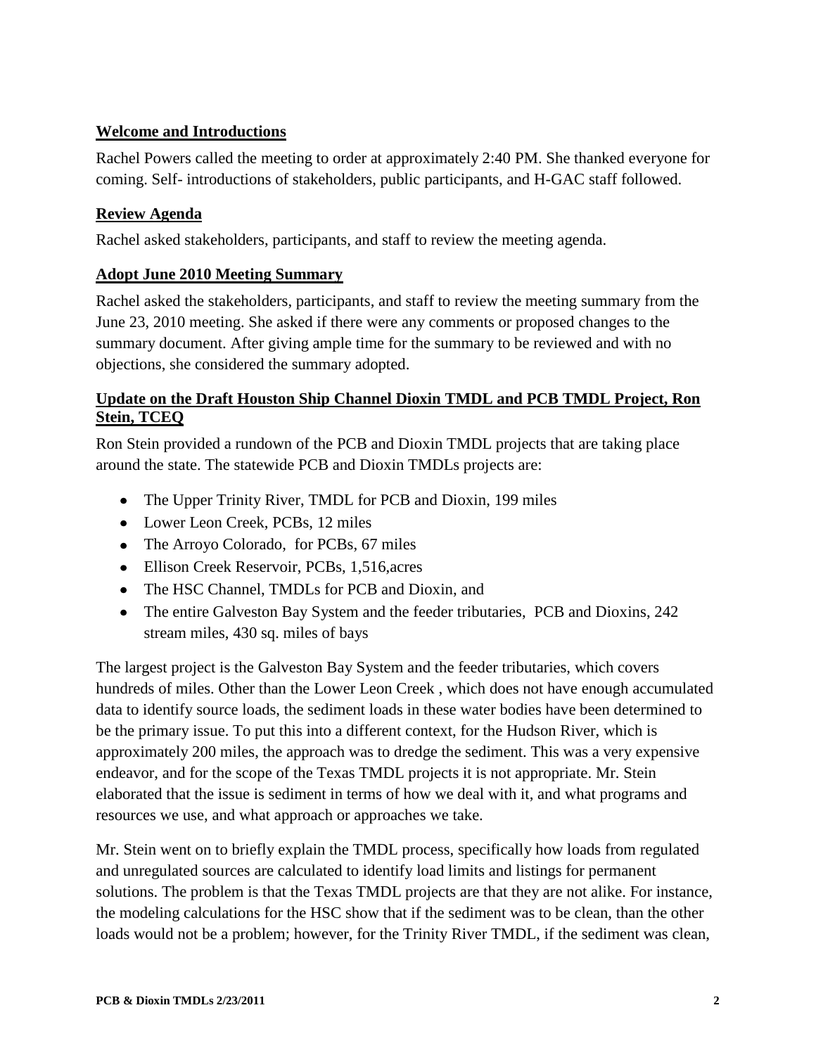## Welcome and Introductions

Rachel Powers called the meeting to order at approximately 2:40 PM. She thanked everyone for coming. Self- introductions of stakeholders, public participants, and H-GAC staff followed.

## Review Agenda

Rachel asked stakeholders, participants, and staff to review the meeting agenda.

## Adopt June 2010 Meeting Summary

Rachel asked the stakeholders, participants, and staff to review the meeting summary from the June 23, 2010 meeting. She asked if there were any comments or proposed changes to the summary document. After giving ample time for the summary to be reviewed and with no objections, she considered the summary adopted.

## Update on the Draft Houston Ship Channel Dioxin TMDL and PCB TMDL Project, Ron Stein, TCEQ

Ron Stein provided a rundown of the PCB and Dioxin TMDL projects that are taking place around the state. The statewide PCB and Dioxin TMDLs projects are:

- The Upper Trinity River, TMDL for PCB and Dioxin, 199 miles
- Lower Leon Creek, PCBs, 12 miles
- The Arroyo Colorado,  for PCBs, 67 miles
- Ellison Creek Reservoir, PCBs, 1,516,acres
- The HSC Channel, TMDLs for PCB and Dioxin, and
- The entire Galveston Bay System and the feeder tributaries,  PCB and Dioxins, 242 stream miles, 430 sq. miles of bays

The largest project is the Galveston Bay System and the feeder tributaries, which covers hundreds of miles. Other than the Lower Leon Creek , which does not have enough accumulated data to identify source loads, the sediment loads in these water bodies have been determined to be the primary issue. To put this into a different context, for the Hudson River, which is approximately 200 miles, the approach was to dredge the sediment. This was a very expensive endeavor, and for the scope of the Texas TMDL projects it is not appropriate. Mr. Stein elaborated that the issue is sediment in terms of how we deal with it, and what programs and resources we use, and what approach or approaches we take.

Mr. Stein went on to briefly explain the TMDL process, specifically how loads from regulated and unregulated sources are calculated to identify load limits and listings for permanent solutions. The problem is that the Texas TMDL projects are that they are not alike. For instance, the modeling calculations for the HSC show that if the sediment was to be clean, than the other loads would not be a problem; however, for the Trinity River TMDL, if the sediment was clean,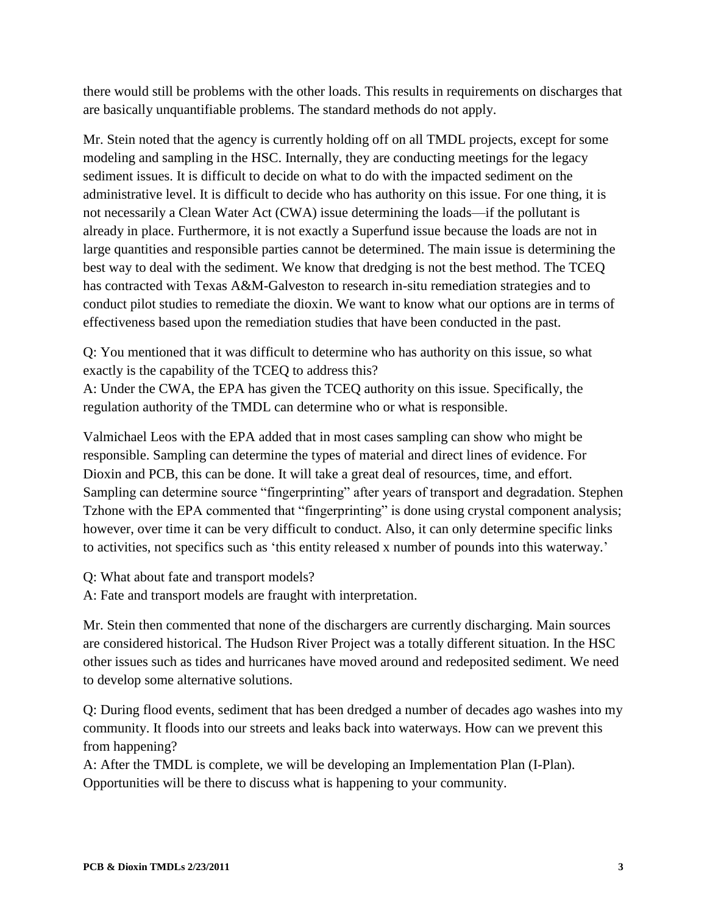there would still be problems with the other loads. This results in requirements on discharges that are basically unquantifiable problems. The standard methods do not apply.

Mr. Stein noted that the agency is currently holding off on all TMDL projects, except for some modeling and sampling in the HSC. Internally, they are conducting meetings for the legacy sediment issues. It is difficult to decide on what to do with the impacted sediment on the administrative level. It is difficult to decide who has authority on this issue. For one thing, it is not necessarily a Clean Water Act (CWA) issue determining the loads—if the pollutant is already in place. Furthermore, it is not exactly a Superfund issue because the loads are not in large quantities and responsible parties cannot be determined. The main issue is determining the best way to deal with the sediment. We know that dredging is not the best method. The TCEQ has contracted with Texas A&M-Galveston to research in-situ remediation strategies and to conduct pilot studies to remediate the dioxin. We want to know what our options are in terms of effectiveness based upon the remediation studies that have been conducted in the past.

Q: You mentioned that it was difficult to determine who has authority on this issue, so what exactly is the capability of the TCEQ to address this?
A: Under the CWA, the EPA has given the TCEQ authority on this issue. Specifically, the regulation authority of the TMDL can determine who or what is responsible.

Valmichael Leos with the EPA added that in most cases sampling can show who might be responsible. Sampling can determine the types of material and direct lines of evidence. For Dioxin and PCB, this can be done. It will take a great deal of resources, time, and effort. Sampling can determine source "fingerprinting" after years of transport and degradation. Stephen Tzhone with the EPA commented that "fingerprinting" is done using crystal component analysis; however, over time it can be very difficult to conduct. Also, it can only determine specific links to activities, not specifics such as 'this entity released x number of pounds into this waterway.'

Q: What about fate and transport models?
A: Fate and transport models are fraught with interpretation.

Mr. Stein then commented that none of the dischargers are currently discharging. Main sources are considered historical. The Hudson River Project was a totally different situation. In the HSC other issues such as tides and hurricanes have moved around and redeposited sediment. We need to develop some alternative solutions.

Q: During flood events, sediment that has been dredged a number of decades ago washes into my community. It floods into our streets and leaks back into waterways. How can we prevent this from happening?
A: After the TMDL is complete, we will be developing an Implementation Plan (I-Plan). Opportunities will be there to discuss what is happening to your community.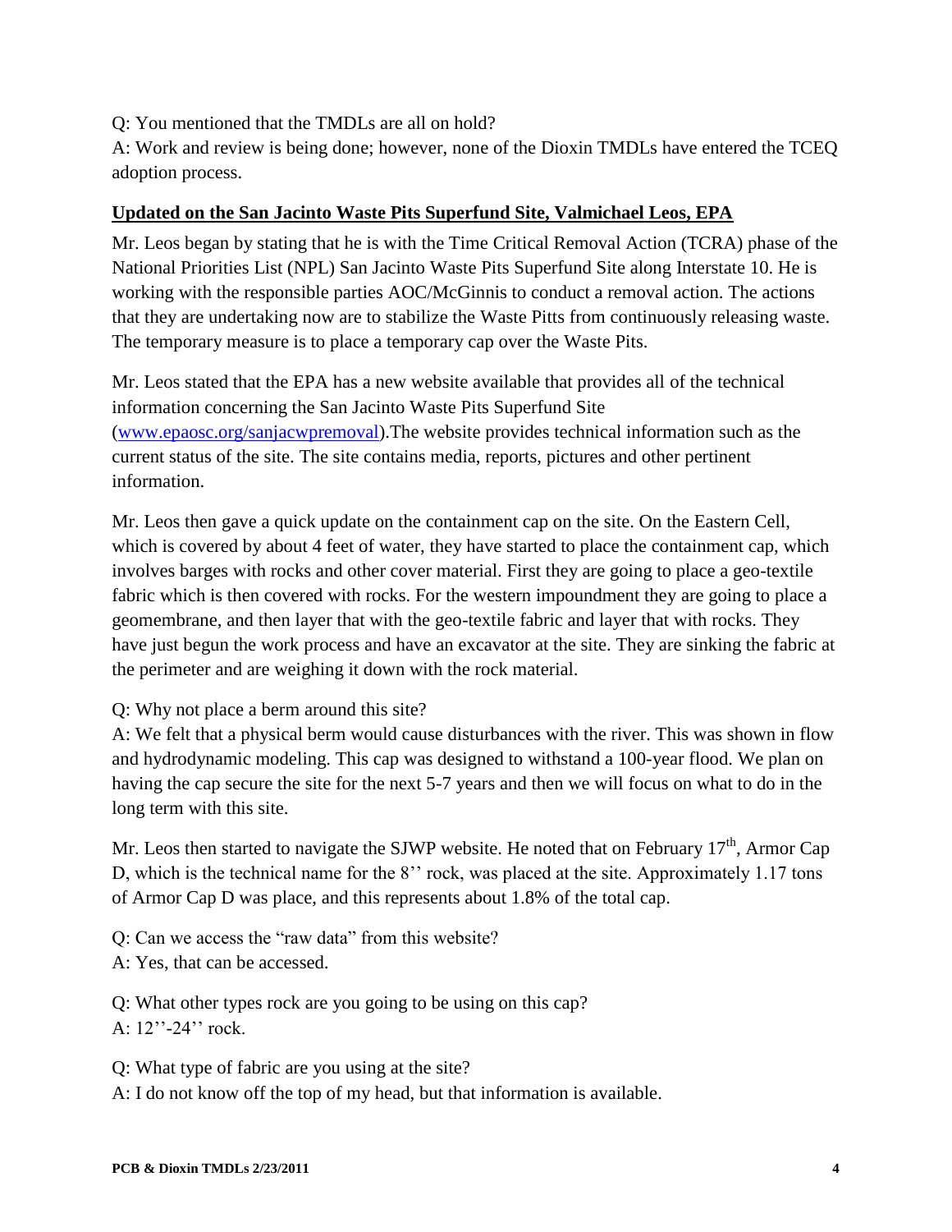Q: You mentioned that the TMDLs are all on hold?
A: Work and review is being done; however, none of the Dioxin TMDLs have entered the TCEQ adoption process.

## Updated on the San Jacinto Waste Pits Superfund Site, Valmichael Leos, EPA

Mr. Leos began by stating that he is with the Time Critical Removal Action (TCRA) phase of the National Priorities List (NPL) San Jacinto Waste Pits Superfund Site along Interstate 10. He is working with the responsible parties AOC/McGinnis to conduct a removal action. The actions that they are undertaking now are to stabilize the Waste Pitts from continuously releasing waste. The temporary measure is to place a temporary cap over the Waste Pits.

Mr. Leos stated that the EPA has a new website available that provides all of the technical information concerning the San Jacinto Waste Pits Superfund Site (www.epaosc.org/sanjacwpremoval).The website provides technical information such as the current status of the site. The site contains media, reports, pictures and other pertinent information.

Mr. Leos then gave a quick update on the containment cap on the site. On the Eastern Cell, which is covered by about 4 feet of water, they have started to place the containment cap, which involves barges with rocks and other cover material. First they are going to place a geo-textile fabric which is then covered with rocks. For the western impoundment they are going to place a geomembrane, and then layer that with the geo-textile fabric and layer that with rocks. They have just begun the work process and have an excavator at the site. They are sinking the fabric at the perimeter and are weighing it down with the rock material.

Q: Why not place a berm around this site?
A: We felt that a physical berm would cause disturbances with the river. This was shown in flow and hydrodynamic modeling. This cap was designed to withstand a 100-year flood. We plan on having the cap secure the site for the next 5-7 years and then we will focus on what to do in the long term with this site.

Mr. Leos then started to navigate the SJWP website. He noted that on February 17th, Armor Cap D, which is the technical name for the 8'' rock, was placed at the site. Approximately 1.17 tons of Armor Cap D was place, and this represents about 1.8% of the total cap.

Q: Can we access the "raw data" from this website?
A: Yes, that can be accessed.

Q: What other types rock are you going to be using on this cap?
A: 12''-24'' rock.

Q: What type of fabric are you using at the site?
A: I do not know off the top of my head, but that information is available.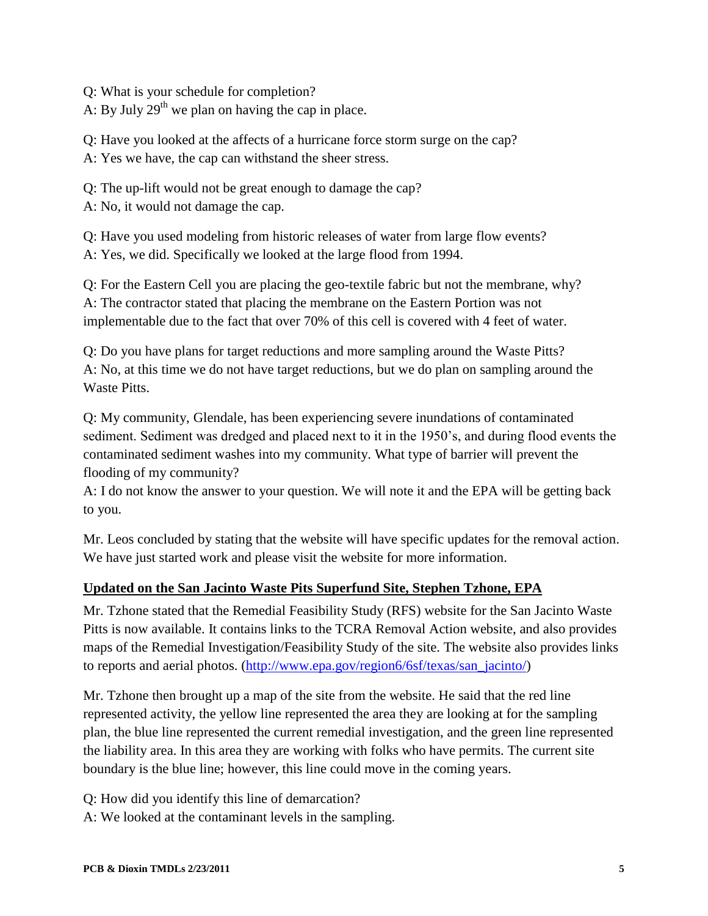Q: What is your schedule for completion?
A: By July 29th we plan on having the cap in place.

Q: Have you looked at the affects of a hurricane force storm surge on the cap?
A: Yes we have, the cap can withstand the sheer stress.

Q: The up-lift would not be great enough to damage the cap?
A: No, it would not damage the cap.

Q: Have you used modeling from historic releases of water from large flow events?
A: Yes, we did. Specifically we looked at the large flood from 1994.

Q: For the Eastern Cell you are placing the geo-textile fabric but not the membrane, why?
A: The contractor stated that placing the membrane on the Eastern Portion was not implementable due to the fact that over 70% of this cell is covered with 4 feet of water.

Q: Do you have plans for target reductions and more sampling around the Waste Pitts?
A: No, at this time we do not have target reductions, but we do plan on sampling around the Waste Pitts.

Q: My community, Glendale, has been experiencing severe inundations of contaminated sediment. Sediment was dredged and placed next to it in the 1950's, and during flood events the contaminated sediment washes into my community. What type of barrier will prevent the flooding of my community?
A: I do not know the answer to your question. We will note it and the EPA will be getting back to you.

Mr. Leos concluded by stating that the website will have specific updates for the removal action. We have just started work and please visit the website for more information.

**Updated on the San Jacinto Waste Pits Superfund Site, Stephen Tzhone, EPA**

Mr. Tzhone stated that the Remedial Feasibility Study (RFS) website for the San Jacinto Waste Pitts is now available. It contains links to the TCRA Removal Action website, and also provides maps of the Remedial Investigation/Feasibility Study of the site. The website also provides links to reports and aerial photos. (http://www.epa.gov/region6/6sf/texas/san_jacinto/)

Mr. Tzhone then brought up a map of the site from the website. He said that the red line represented activity, the yellow line represented the area they are looking at for the sampling plan, the blue line represented the current remedial investigation, and the green line represented the liability area. In this area they are working with folks who have permits. The current site boundary is the blue line; however, this line could move in the coming years.

Q: How did you identify this line of demarcation?
A: We looked at the contaminant levels in the sampling.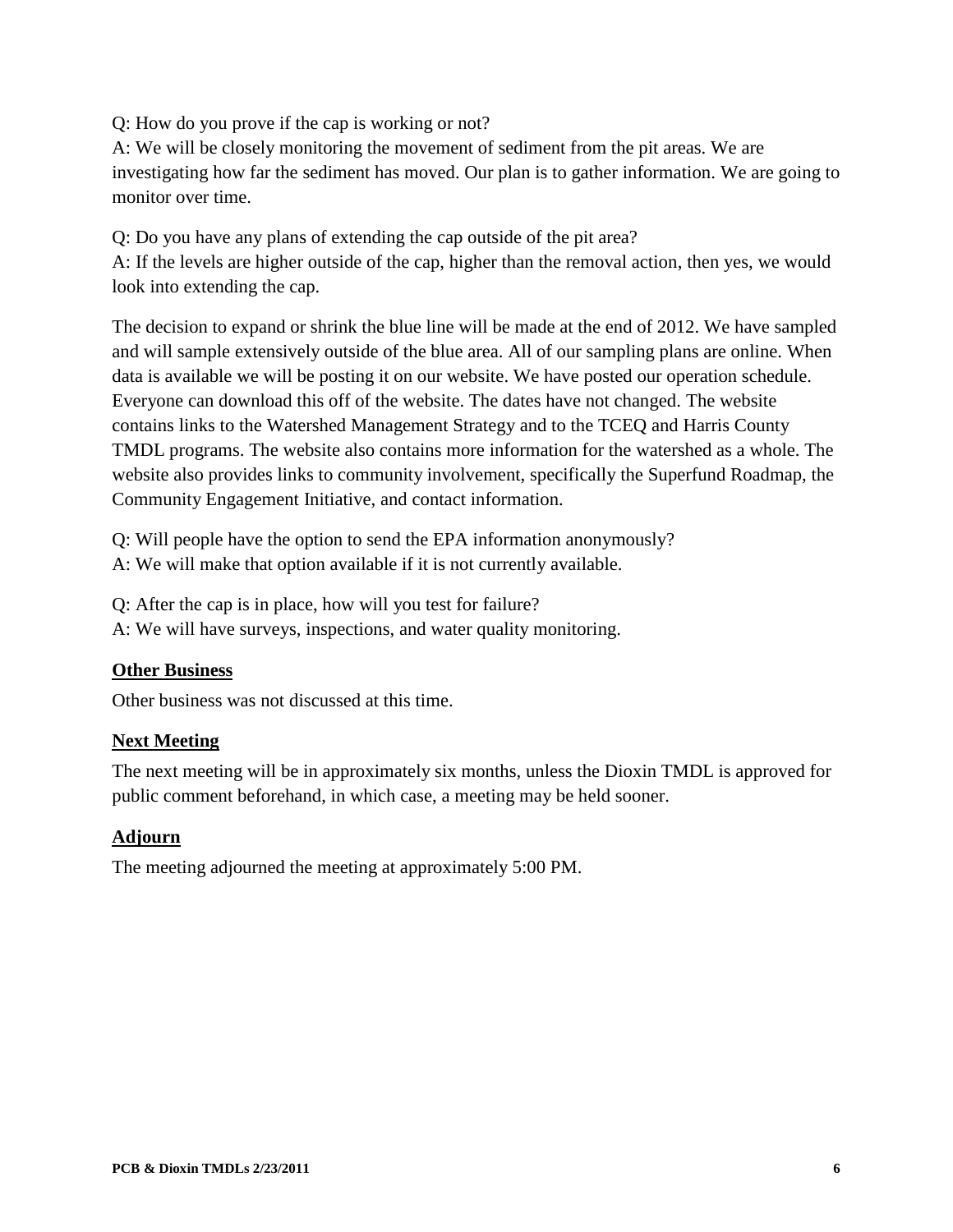Q: How do you prove if the cap is working or not?
A: We will be closely monitoring the movement of sediment from the pit areas. We are investigating how far the sediment has moved. Our plan is to gather information. We are going to monitor over time.

Q: Do you have any plans of extending the cap outside of the pit area?
A: If the levels are higher outside of the cap, higher than the removal action, then yes, we would look into extending the cap.

The decision to expand or shrink the blue line will be made at the end of 2012. We have sampled and will sample extensively outside of the blue area. All of our sampling plans are online. When data is available we will be posting it on our website. We have posted our operation schedule. Everyone can download this off of the website. The dates have not changed. The website contains links to the Watershed Management Strategy and to the TCEQ and Harris County TMDL programs. The website also contains more information for the watershed as a whole. The website also provides links to community involvement, specifically the Superfund Roadmap, the Community Engagement Initiative, and contact information.

Q: Will people have the option to send the EPA information anonymously?
A: We will make that option available if it is not currently available.

Q: After the cap is in place, how will you test for failure?
A: We will have surveys, inspections, and water quality monitoring.

## Other Business

Other business was not discussed at this time.

## Next Meeting

The next meeting will be in approximately six months, unless the Dioxin TMDL is approved for public comment beforehand, in which case, a meeting may be held sooner.

## Adjourn

The meeting adjourned the meeting at approximately 5:00 PM.